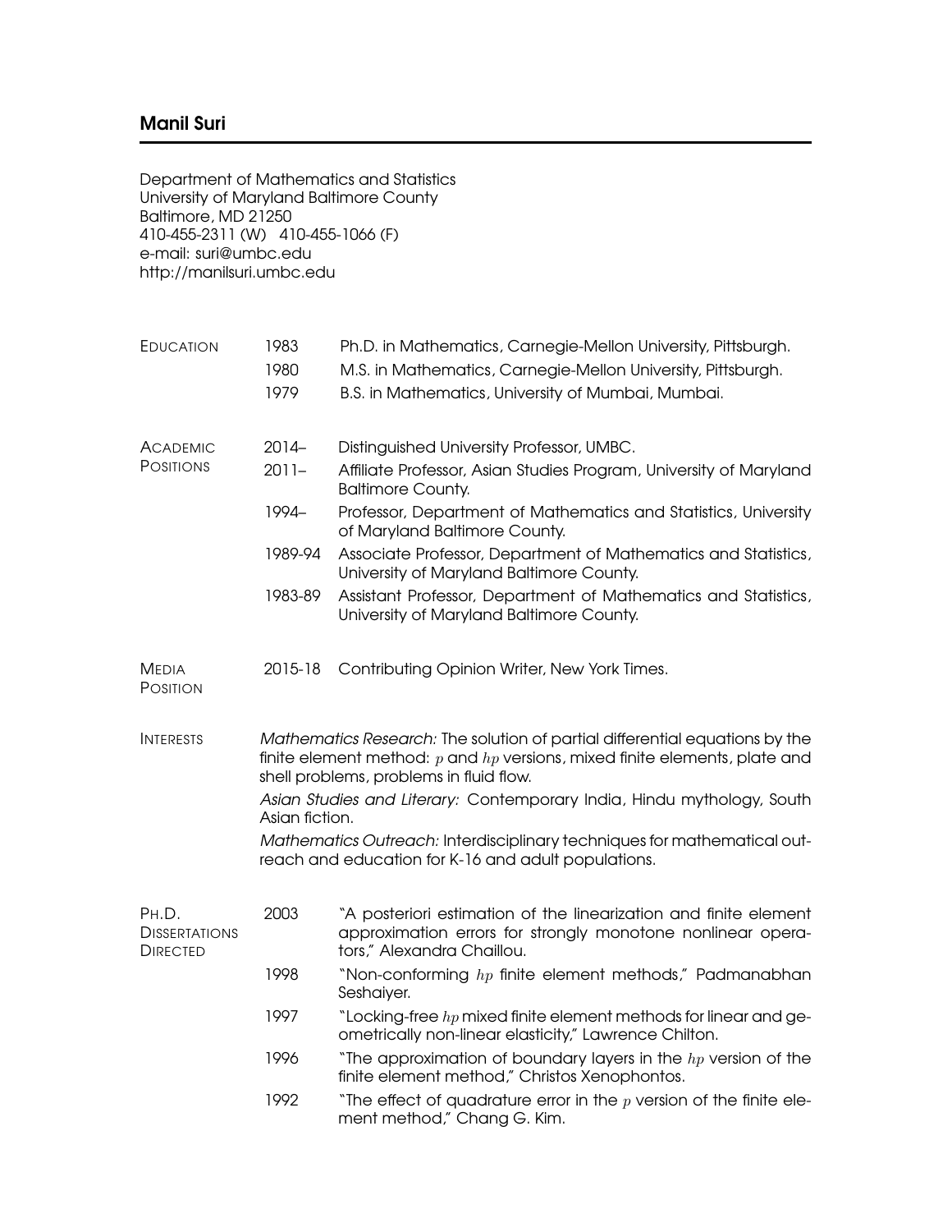# Manil Suri

Department of Mathematics and Statistics
University of Maryland Baltimore County
Baltimore, MD 21250
410-455-2311 (W) 410-455-1066 (F)
e-mail: suri@umbc.edu
http://manilsuri.umbc.edu

## Education

| | |
|---|---|
| 1983 | Ph.D. in Mathematics, Carnegie-Mellon University, Pittsburgh. |
| 1980 | M.S. in Mathematics, Carnegie-Mellon University, Pittsburgh. |
| 1979 | B.S. in Mathematics, University of Mumbai, Mumbai. |

## Academic Positions

| | |
|---|---|
| 2014– | Distinguished University Professor, UMBC. |
| 2011– | Affiliate Professor, Asian Studies Program, University of Maryland Baltimore County. |
| 1994– | Professor, Department of Mathematics and Statistics, University of Maryland Baltimore County. |
| 1989-94 | Associate Professor, Department of Mathematics and Statistics, University of Maryland Baltimore County. |
| 1983-89 | Assistant Professor, Department of Mathematics and Statistics, University of Maryland Baltimore County. |

## Media Position

| | |
|---|---|
| 2015-18 | Contributing Opinion Writer, New York Times. |

## Interests

*Mathematics Research:* The solution of partial differential equations by the finite element method: $p$ and $hp$ versions, mixed finite elements, plate and shell problems, problems in fluid flow.

*Asian Studies and Literary:* Contemporary India, Hindu mythology, South Asian fiction.

*Mathematics Outreach:* Interdisciplinary techniques for mathematical outreach and education for K-16 and adult populations.

## Ph.D. Dissertations Directed

| | |
|---|---|
| 2003 | "A posteriori estimation of the linearization and finite element approximation errors for strongly monotone nonlinear operators," Alexandra Chaillou. |
| 1998 | "Non-conforming $hp$ finite element methods," Padmanabhan Seshaiyer. |
| 1997 | "Locking-free $hp$ mixed finite element methods for linear and geometrically non-linear elasticity," Lawrence Chilton. |
| 1996 | "The approximation of boundary layers in the $hp$ version of the finite element method," Christos Xenophontos. |
| 1992 | "The effect of quadrature error in the $p$ version of the finite element method," Chang G. Kim. |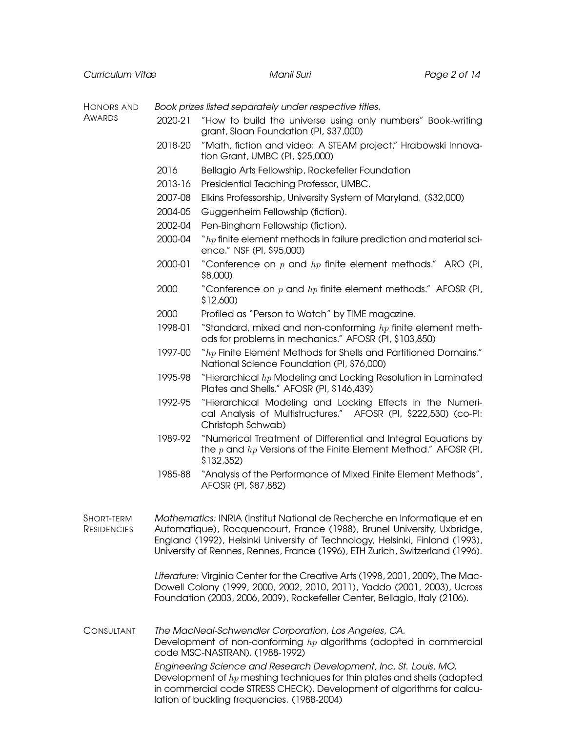## Honors and Awards

*Book prizes listed separately under respective titles.*

- **2020-21** "How to build the universe using only numbers" Book-writing grant, Sloan Foundation (PI, $37,000)
- **2018-20** "Math, fiction and video: A STEAM project," Hrabowski Innovation Grant, UMBC (PI, $25,000)
- **2016** Bellagio Arts Fellowship, Rockefeller Foundation
- **2013-16** Presidential Teaching Professor, UMBC.
- **2007-08** Elkins Professorship, University System of Maryland. ($32,000)
- **2004-05** Guggenheim Fellowship (fiction).
- **2002-04** Pen-Bingham Fellowship (fiction).
- **2000-04** "$hp$ finite element methods in failure prediction and material science." NSF (PI, $95,000)
- **2000-01** "Conference on $p$ and $hp$ finite element methods." ARO (PI, $8,000)
- **2000** "Conference on $p$ and $hp$ finite element methods." AFOSR (PI, $12,600)
- **2000** Profiled as "Person to Watch" by TIME magazine.
- **1998-01** "Standard, mixed and non-conforming $hp$ finite element methods for problems in mechanics." AFOSR (PI, $103,850)
- **1997-00** "$hp$ Finite Element Methods for Shells and Partitioned Domains." National Science Foundation (PI, $76,000)
- **1995-98** "Hierarchical $hp$ Modeling and Locking Resolution in Laminated Plates and Shells." AFOSR (PI, $146,439)
- **1992-95** "Hierarchical Modeling and Locking Effects in the Numerical Analysis of Multistructures." AFOSR (PI, $222,530) (co-PI: Christoph Schwab)
- **1989-92** "Numerical Treatment of Differential and Integral Equations by the $p$ and $hp$ Versions of the Finite Element Method." AFOSR (PI, $132,352)
- **1985-88** "Analysis of the Performance of Mixed Finite Element Methods", AFOSR (PI, $87,882)

## Short-term Residencies

*Mathematics:* INRIA (Institut National de Recherche en Informatique et en Automatique), Rocquencourt, France (1988), Brunel University, Uxbridge, England (1992), Helsinki University of Technology, Helsinki, Finland (1993), University of Rennes, Rennes, France (1996), ETH Zurich, Switzerland (1996).

*Literature:* Virginia Center for the Creative Arts (1998, 2001, 2009), The MacDowell Colony (1999, 2000, 2002, 2010, 2011), Yaddo (2001, 2003), Ucross Foundation (2003, 2006, 2009), Rockefeller Center, Bellagio, Italy (2106).

## Consultant

*The MacNeal-Schwendler Corporation, Los Angeles, CA.*
Development of non-conforming $hp$ algorithms (adopted in commercial code MSC-NASTRAN). (1988-1992)

*Engineering Science and Research Development, Inc, St. Louis, MO.*
Development of $hp$ meshing techniques for thin plates and shells (adopted in commercial code STRESS CHECK). Development of algorithms for calculation of buckling frequencies. (1988-2004)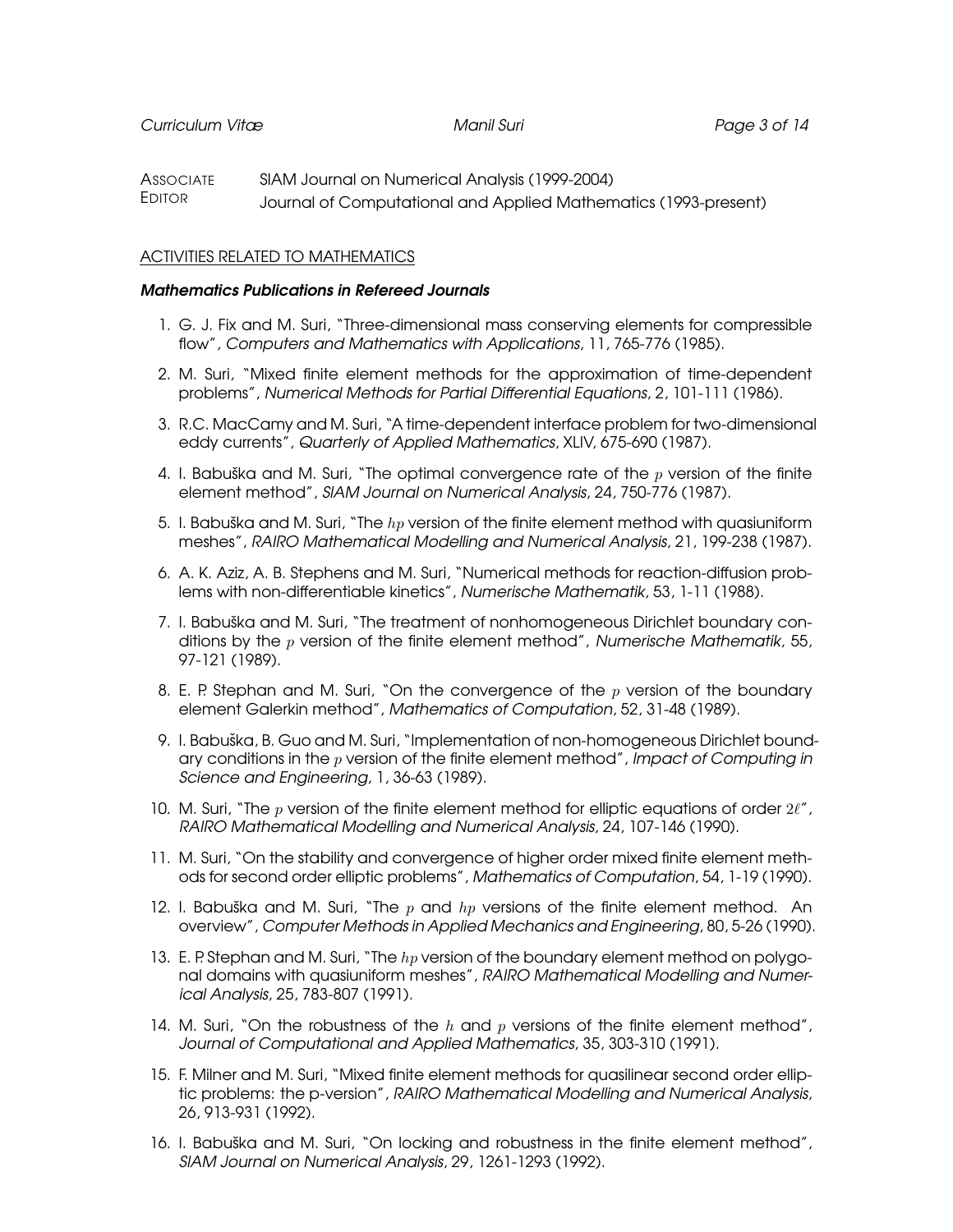**ASSOCIATE EDITOR** SIAM Journal on Numerical Analysis (1999-2004)
Journal of Computational and Applied Mathematics (1993-present)

## ACTIVITIES RELATED TO MATHEMATICS

### *Mathematics Publications in Refereed Journals*

1. G. J. Fix and M. Suri, "Three-dimensional mass conserving elements for compressible flow", *Computers and Mathematics with Applications*, 11, 765-776 (1985).
2. M. Suri, "Mixed finite element methods for the approximation of time-dependent problems", *Numerical Methods for Partial Differential Equations*, 2, 101-111 (1986).
3. R.C. MacCamy and M. Suri, "A time-dependent interface problem for two-dimensional eddy currents", *Quarterly of Applied Mathematics*, XLIV, 675-690 (1987).
4. I. Babuška and M. Suri, "The optimal convergence rate of the $p$ version of the finite element method", *SIAM Journal on Numerical Analysis*, 24, 750-776 (1987).
5. I. Babuška and M. Suri, "The $hp$ version of the finite element method with quasiuniform meshes", *RAIRO Mathematical Modelling and Numerical Analysis*, 21, 199-238 (1987).
6. A. K. Aziz, A. B. Stephens and M. Suri, "Numerical methods for reaction-diffusion problems with non-differentiable kinetics", *Numerische Mathematik*, 53, 1-11 (1988).
7. I. Babuška and M. Suri, "The treatment of nonhomogeneous Dirichlet boundary conditions by the $p$ version of the finite element method", *Numerische Mathematik*, 55, 97-121 (1989).
8. E. P. Stephan and M. Suri, "On the convergence of the $p$ version of the boundary element Galerkin method", *Mathematics of Computation*, 52, 31-48 (1989).
9. I. Babuška, B. Guo and M. Suri, "Implementation of non-homogeneous Dirichlet boundary conditions in the $p$ version of the finite element method", *Impact of Computing in Science and Engineering*, 1, 36-63 (1989).
10. M. Suri, "The $p$ version of the finite element method for elliptic equations of order $2\ell$", *RAIRO Mathematical Modelling and Numerical Analysis*, 24, 107-146 (1990).
11. M. Suri, "On the stability and convergence of higher order mixed finite element methods for second order elliptic problems", *Mathematics of Computation*, 54, 1-19 (1990).
12. I. Babuška and M. Suri, "The $p$ and $hp$ versions of the finite element method. An overview", *Computer Methods in Applied Mechanics and Engineering*, 80, 5-26 (1990).
13. E. P. Stephan and M. Suri, "The $hp$ version of the boundary element method on polygonal domains with quasiuniform meshes", *RAIRO Mathematical Modelling and Numerical Analysis*, 25, 783-807 (1991).
14. M. Suri, "On the robustness of the $h$ and $p$ versions of the finite element method", *Journal of Computational and Applied Mathematics*, 35, 303-310 (1991).
15. F. Milner and M. Suri, "Mixed finite element methods for quasilinear second order elliptic problems: the p-version", *RAIRO Mathematical Modelling and Numerical Analysis*, 26, 913-931 (1992).
16. I. Babuška and M. Suri, "On locking and robustness in the finite element method", *SIAM Journal on Numerical Analysis*, 29, 1261-1293 (1992).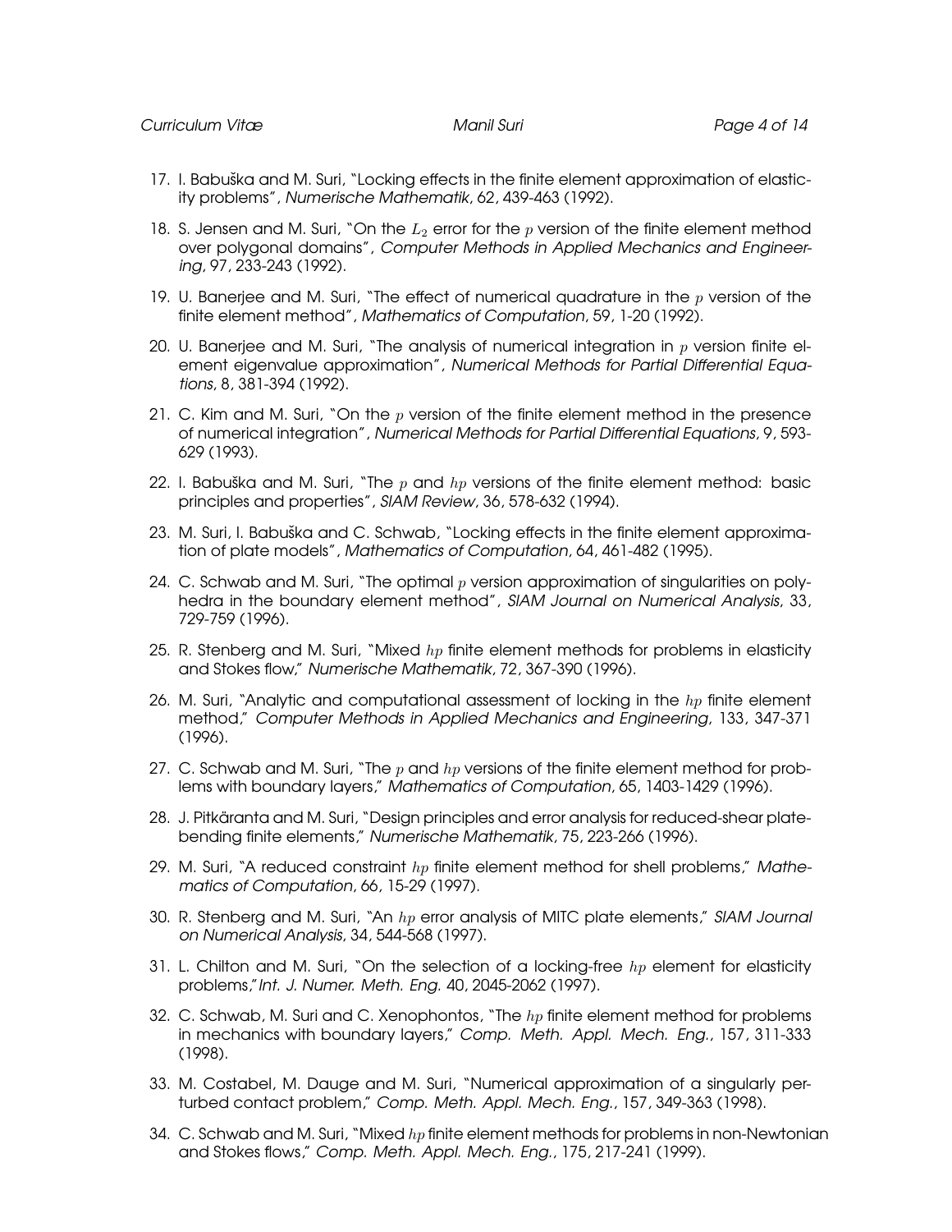17. I. Babuška and M. Suri, "Locking effects in the finite element approximation of elasticity problems", *Numerische Mathematik*, 62, 439-463 (1992).

18. S. Jensen and M. Suri, "On the $L_2$ error for the $p$ version of the finite element method over polygonal domains", *Computer Methods in Applied Mechanics and Engineering*, 97, 233-243 (1992).

19. U. Banerjee and M. Suri, "The effect of numerical quadrature in the $p$ version of the finite element method", *Mathematics of Computation*, 59, 1-20 (1992).

20. U. Banerjee and M. Suri, "The analysis of numerical integration in $p$ version finite element eigenvalue approximation", *Numerical Methods for Partial Differential Equations*, 8, 381-394 (1992).

21. C. Kim and M. Suri, "On the $p$ version of the finite element method in the presence of numerical integration", *Numerical Methods for Partial Differential Equations*, 9, 593-629 (1993).

22. I. Babuška and M. Suri, "The $p$ and $hp$ versions of the finite element method: basic principles and properties", *SIAM Review*, 36, 578-632 (1994).

23. M. Suri, I. Babuška and C. Schwab, "Locking effects in the finite element approximation of plate models", *Mathematics of Computation*, 64, 461-482 (1995).

24. C. Schwab and M. Suri, "The optimal $p$ version approximation of singularities on polyhedra in the boundary element method", *SIAM Journal on Numerical Analysis*, 33, 729-759 (1996).

25. R. Stenberg and M. Suri, "Mixed $hp$ finite element methods for problems in elasticity and Stokes flow," *Numerische Mathematik*, 72, 367-390 (1996).

26. M. Suri, "Analytic and computational assessment of locking in the $hp$ finite element method," *Computer Methods in Applied Mechanics and Engineering*, 133, 347-371 (1996).

27. C. Schwab and M. Suri, "The $p$ and $hp$ versions of the finite element method for problems with boundary layers," *Mathematics of Computation*, 65, 1403-1429 (1996).

28. J. Pitkäranta and M. Suri, "Design principles and error analysis for reduced-shear plate-bending finite elements," *Numerische Mathematik*, 75, 223-266 (1996).

29. M. Suri, "A reduced constraint $hp$ finite element method for shell problems," *Mathematics of Computation*, 66, 15-29 (1997).

30. R. Stenberg and M. Suri, "An $hp$ error analysis of MITC plate elements," *SIAM Journal on Numerical Analysis*, 34, 544-568 (1997).

31. L. Chilton and M. Suri, "On the selection of a locking-free $hp$ element for elasticity problems," *Int. J. Numer. Meth. Eng.* 40, 2045-2062 (1997).

32. C. Schwab, M. Suri and C. Xenophontos, "The $hp$ finite element method for problems in mechanics with boundary layers," *Comp. Meth. Appl. Mech. Eng.*, 157, 311-333 (1998).

33. M. Costabel, M. Dauge and M. Suri, "Numerical approximation of a singularly perturbed contact problem," *Comp. Meth. Appl. Mech. Eng.*, 157, 349-363 (1998).

34. C. Schwab and M. Suri, "Mixed $hp$ finite element methods for problems in non-Newtonian and Stokes flows," *Comp. Meth. Appl. Mech. Eng.*, 175, 217-241 (1999).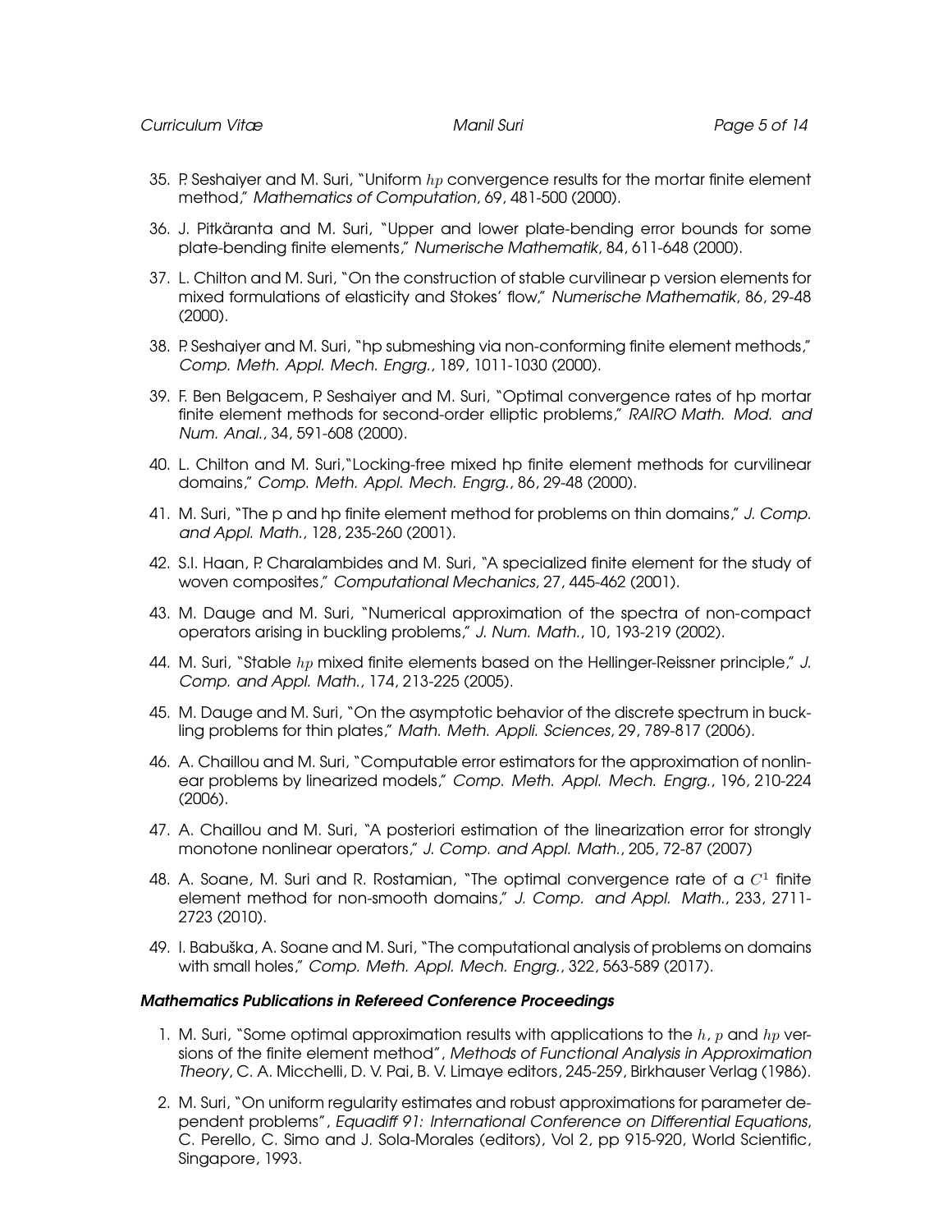35. P. Seshaiyer and M. Suri, "Uniform $hp$ convergence results for the mortar finite element method," *Mathematics of Computation*, 69, 481-500 (2000).

36. J. Pitkäranta and M. Suri, "Upper and lower plate-bending error bounds for some plate-bending finite elements," *Numerische Mathematik*, 84, 611-648 (2000).

37. L. Chilton and M. Suri, "On the construction of stable curvilinear p version elements for mixed formulations of elasticity and Stokes' flow," *Numerische Mathematik*, 86, 29-48 (2000).

38. P. Seshaiyer and M. Suri, "hp submeshing via non-conforming finite element methods," *Comp. Meth. Appl. Mech. Engrg.*, 189, 1011-1030 (2000).

39. F. Ben Belgacem, P. Seshaiyer and M. Suri, "Optimal convergence rates of hp mortar finite element methods for second-order elliptic problems," *RAIRO Math. Mod. and Num. Anal.*, 34, 591-608 (2000).

40. L. Chilton and M. Suri,"Locking-free mixed hp finite element methods for curvilinear domains," *Comp. Meth. Appl. Mech. Engrg.*, 86, 29-48 (2000).

41. M. Suri, "The p and hp finite element method for problems on thin domains," *J. Comp. and Appl. Math.*, 128, 235-260 (2001).

42. S.I. Haan, P. Charalambides and M. Suri, "A specialized finite element for the study of woven composites," *Computational Mechanics*, 27, 445-462 (2001).

43. M. Dauge and M. Suri, "Numerical approximation of the spectra of non-compact operators arising in buckling problems," *J. Num. Math.*, 10, 193-219 (2002).

44. M. Suri, "Stable $hp$ mixed finite elements based on the Hellinger-Reissner principle," *J. Comp. and Appl. Math.*, 174, 213-225 (2005).

45. M. Dauge and M. Suri, "On the asymptotic behavior of the discrete spectrum in buckling problems for thin plates," *Math. Meth. Appli. Sciences*, 29, 789-817 (2006).

46. A. Chaillou and M. Suri, "Computable error estimators for the approximation of nonlinear problems by linearized models," *Comp. Meth. Appl. Mech. Engrg.*, 196, 210-224 (2006).

47. A. Chaillou and M. Suri, "A posteriori estimation of the linearization error for strongly monotone nonlinear operators," *J. Comp. and Appl. Math.*, 205, 72-87 (2007)

48. A. Soane, M. Suri and R. Rostamian, "The optimal convergence rate of a $C^1$ finite element method for non-smooth domains," *J. Comp. and Appl. Math.*, 233, 2711-2723 (2010).

49. I. Babuška, A. Soane and M. Suri, "The computational analysis of problems on domains with small holes," *Comp. Meth. Appl. Mech. Engrg.*, 322, 563-589 (2017).

### *Mathematics Publications in Refereed Conference Proceedings*

1. M. Suri, "Some optimal approximation results with applications to the $h$, $p$ and $hp$ versions of the finite element method", *Methods of Functional Analysis in Approximation Theory*, C. A. Micchelli, D. V. Pai, B. V. Limaye editors, 245-259, Birkhauser Verlag (1986).

2. M. Suri, "On uniform regularity estimates and robust approximations for parameter dependent problems", *Equadiff 91: International Conference on Differential Equations*, C. Perello, C. Simo and J. Sola-Morales (editors), Vol 2, pp 915-920, World Scientific, Singapore, 1993.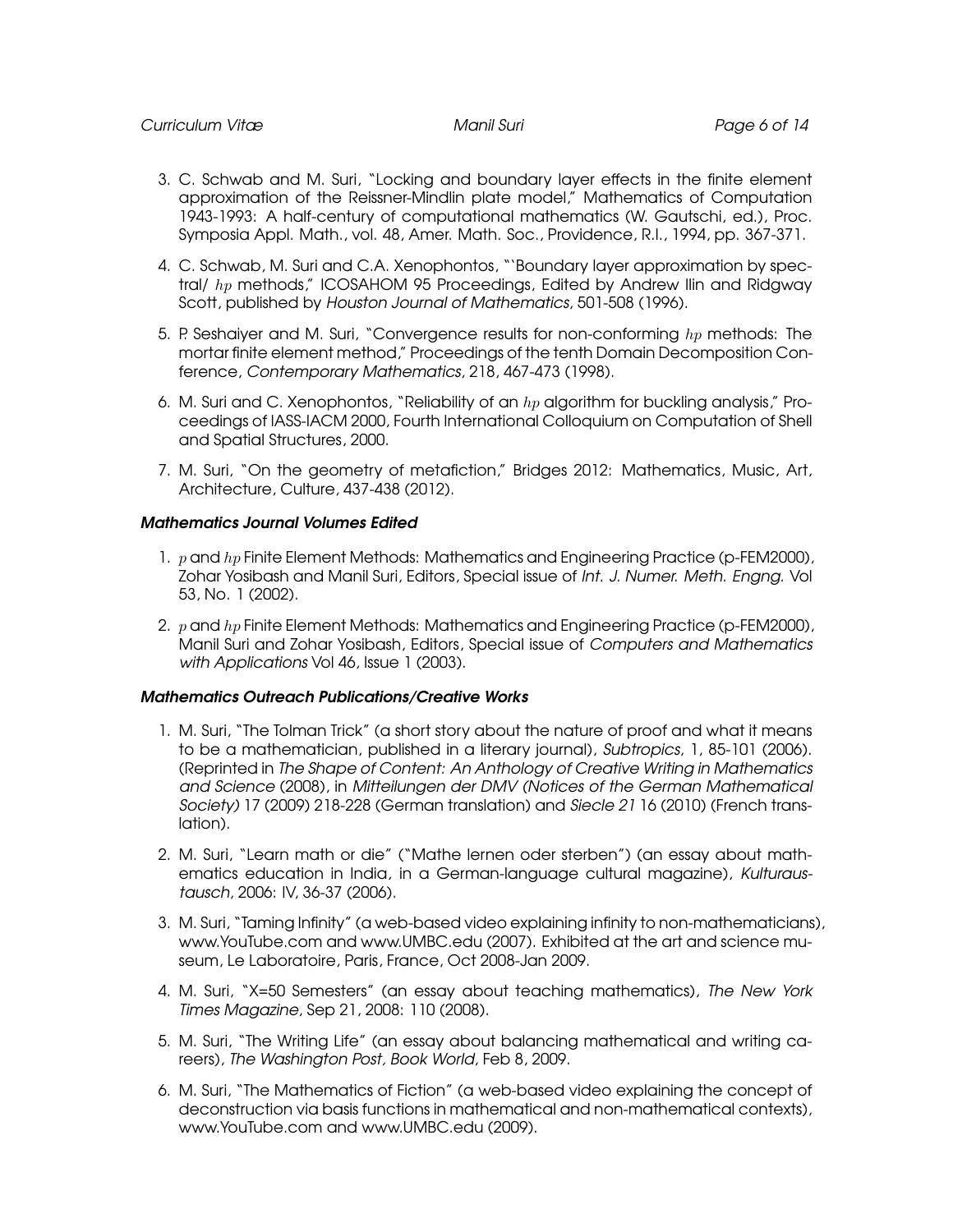3. C. Schwab and M. Suri, "Locking and boundary layer effects in the finite element approximation of the Reissner-Mindlin plate model," Mathematics of Computation 1943-1993: A half-century of computational mathematics (W. Gautschi, ed.), Proc. Symposia Appl. Math., vol. 48, Amer. Math. Soc., Providence, R.I., 1994, pp. 367-371.

4. C. Schwab, M. Suri and C.A. Xenophontos, "`Boundary layer approximation by spectral/ $hp$ methods," ICOSAHOM 95 Proceedings, Edited by Andrew Ilin and Ridgway Scott, published by *Houston Journal of Mathematics*, 501-508 (1996).

5. P. Seshaiyer and M. Suri, "Convergence results for non-conforming $hp$ methods: The mortar finite element method," Proceedings of the tenth Domain Decomposition Conference, *Contemporary Mathematics*, 218, 467-473 (1998).

6. M. Suri and C. Xenophontos, "Reliability of an $hp$ algorithm for buckling analysis," Proceedings of IASS-IACM 2000, Fourth International Colloquium on Computation of Shell and Spatial Structures, 2000.

7. M. Suri, "On the geometry of metafiction," Bridges 2012: Mathematics, Music, Art, Architecture, Culture, 437-438 (2012).

### *Mathematics Journal Volumes Edited*

1. $p$ and $hp$ Finite Element Methods: Mathematics and Engineering Practice (p-FEM2000), Zohar Yosibash and Manil Suri, Editors, Special issue of *Int. J. Numer. Meth. Engng.* Vol 53, No. 1 (2002).

2. $p$ and $hp$ Finite Element Methods: Mathematics and Engineering Practice (p-FEM2000), Manil Suri and Zohar Yosibash, Editors, Special issue of *Computers and Mathematics with Applications* Vol 46, Issue 1 (2003).

### *Mathematics Outreach Publications/Creative Works*

1. M. Suri, "The Tolman Trick" (a short story about the nature of proof and what it means to be a mathematician, published in a literary journal), *Subtropics*, 1, 85-101 (2006). (Reprinted in *The Shape of Content: An Anthology of Creative Writing in Mathematics and Science* (2008), in *Mitteilungen der DMV (Notices of the German Mathematical Society)* 17 (2009) 218-228 (German translation) and *Siecle 21* 16 (2010) (French translation).

2. M. Suri, "Learn math or die" ("Mathe lernen oder sterben") (an essay about mathematics education in India, in a German-language cultural magazine), *Kulturaustausch*, 2006: IV, 36-37 (2006).

3. M. Suri, "Taming Infinity" (a web-based video explaining infinity to non-mathematicians), www.YouTube.com and www.UMBC.edu (2007). Exhibited at the art and science museum, Le Laboratoire, Paris, France, Oct 2008-Jan 2009.

4. M. Suri, "X=50 Semesters" (an essay about teaching mathematics), *The New York Times Magazine*, Sep 21, 2008: 110 (2008).

5. M. Suri, "The Writing Life" (an essay about balancing mathematical and writing careers), *The Washington Post, Book World*, Feb 8, 2009.

6. M. Suri, "The Mathematics of Fiction" (a web-based video explaining the concept of deconstruction via basis functions in mathematical and non-mathematical contexts), www.YouTube.com and www.UMBC.edu (2009).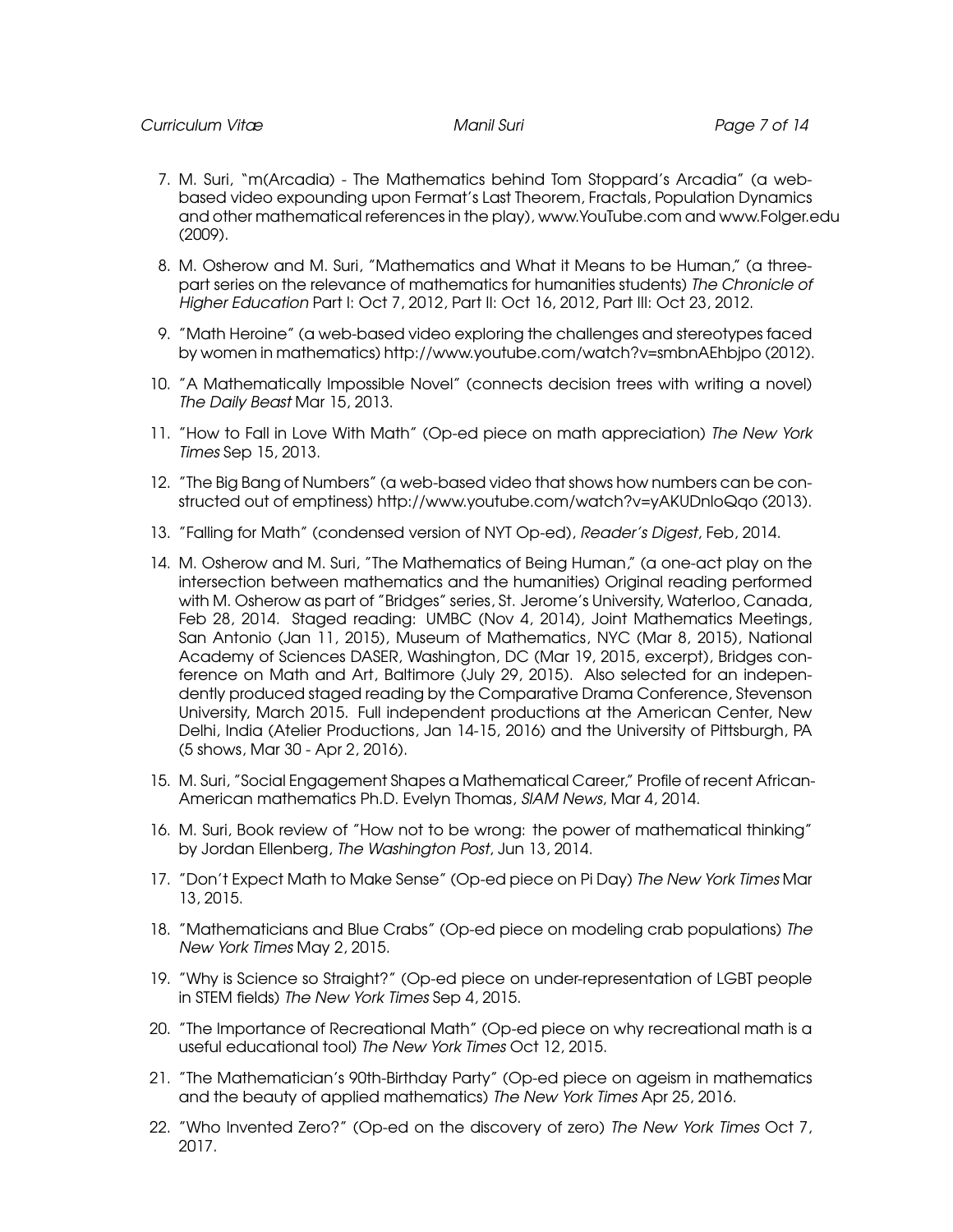7. M. Suri, "m(Arcadia) - The Mathematics behind Tom Stoppard's Arcadia" (a web-based video expounding upon Fermat's Last Theorem, Fractals, Population Dynamics and other mathematical references in the play), www.YouTube.com and www.Folger.edu (2009).
8. M. Osherow and M. Suri, "Mathematics and What it Means to be Human," (a three-part series on the relevance of mathematics for humanities students) *The Chronicle of Higher Education* Part I: Oct 7, 2012, Part II: Oct 16, 2012, Part III: Oct 23, 2012.
9. "Math Heroine" (a web-based video exploring the challenges and stereotypes faced by women in mathematics) http://www.youtube.com/watch?v=smbnAEhbjpo (2012).
10. "A Mathematically Impossible Novel" (connects decision trees with writing a novel) *The Daily Beast* Mar 15, 2013.
11. "How to Fall in Love With Math" (Op-ed piece on math appreciation) *The New York Times* Sep 15, 2013.
12. "The Big Bang of Numbers" (a web-based video that shows how numbers can be constructed out of emptiness) http://www.youtube.com/watch?v=yAKUDnloQqo (2013).
13. "Falling for Math" (condensed version of NYT Op-ed), *Reader's Digest*, Feb, 2014.
14. M. Osherow and M. Suri, "The Mathematics of Being Human," (a one-act play on the intersection between mathematics and the humanities) Original reading performed with M. Osherow as part of "Bridges" series, St. Jerome's University, Waterloo, Canada, Feb 28, 2014. Staged reading: UMBC (Nov 4, 2014), Joint Mathematics Meetings, San Antonio (Jan 11, 2015), Museum of Mathematics, NYC (Mar 8, 2015), National Academy of Sciences DASER, Washington, DC (Mar 19, 2015, excerpt), Bridges conference on Math and Art, Baltimore (July 29, 2015). Also selected for an independently produced staged reading by the Comparative Drama Conference, Stevenson University, March 2015. Full independent productions at the American Center, New Delhi, India (Atelier Productions, Jan 14-15, 2016) and the University of Pittsburgh, PA (5 shows, Mar 30 - Apr 2, 2016).
15. M. Suri, "Social Engagement Shapes a Mathematical Career," Profile of recent African-American mathematics Ph.D. Evelyn Thomas, *SIAM News*, Mar 4, 2014.
16. M. Suri, Book review of "How not to be wrong: the power of mathematical thinking" by Jordan Ellenberg, *The Washington Post*, Jun 13, 2014.
17. "Don't Expect Math to Make Sense" (Op-ed piece on Pi Day) *The New York Times* Mar 13, 2015.
18. "Mathematicians and Blue Crabs" (Op-ed piece on modeling crab populations) *The New York Times* May 2, 2015.
19. "Why is Science so Straight?" (Op-ed piece on under-representation of LGBT people in STEM fields) *The New York Times* Sep 4, 2015.
20. "The Importance of Recreational Math" (Op-ed piece on why recreational math is a useful educational tool) *The New York Times* Oct 12, 2015.
21. "The Mathematician's 90th-Birthday Party" (Op-ed piece on ageism in mathematics and the beauty of applied mathematics) *The New York Times* Apr 25, 2016.
22. "Who Invented Zero?" (Op-ed on the discovery of zero) *The New York Times* Oct 7, 2017.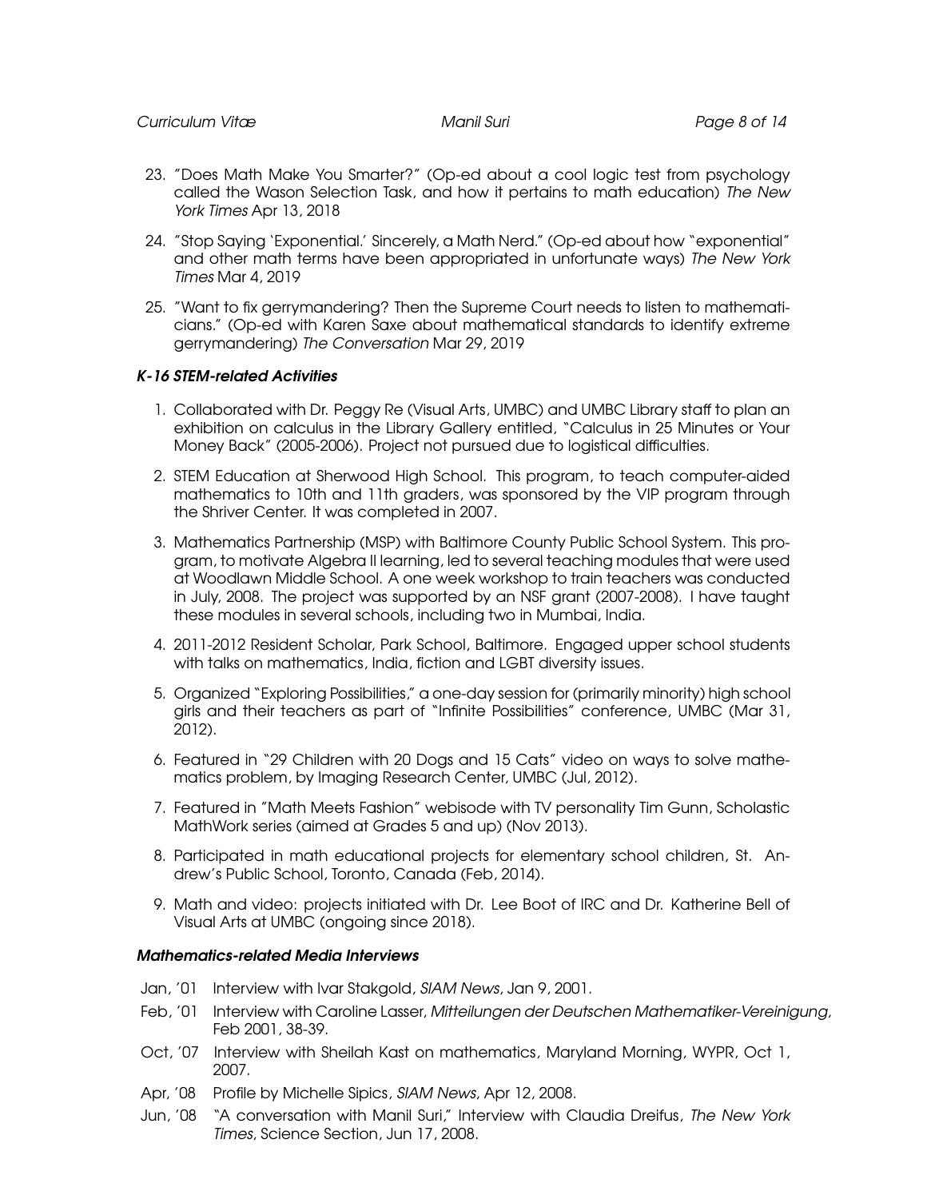23. "Does Math Make You Smarter?" (Op-ed about a cool logic test from psychology called the Wason Selection Task, and how it pertains to math education) *The New York Times* Apr 13, 2018

24. "Stop Saying 'Exponential.' Sincerely, a Math Nerd." (Op-ed about how "exponential" and other math terms have been appropriated in unfortunate ways) *The New York Times* Mar 4, 2019

25. "Want to fix gerrymandering? Then the Supreme Court needs to listen to mathematicians." (Op-ed with Karen Saxe about mathematical standards to identify extreme gerrymandering) *The Conversation* Mar 29, 2019

### *K-16 STEM-related Activities*

1. Collaborated with Dr. Peggy Re (Visual Arts, UMBC) and UMBC Library staff to plan an exhibition on calculus in the Library Gallery entitled, "Calculus in 25 Minutes or Your Money Back" (2005-2006). Project not pursued due to logistical difficulties.

2. STEM Education at Sherwood High School. This program, to teach computer-aided mathematics to 10th and 11th graders, was sponsored by the VIP program through the Shriver Center. It was completed in 2007.

3. Mathematics Partnership (MSP) with Baltimore County Public School System. This program, to motivate Algebra II learning, led to several teaching modules that were used at Woodlawn Middle School. A one week workshop to train teachers was conducted in July, 2008. The project was supported by an NSF grant (2007-2008). I have taught these modules in several schools, including two in Mumbai, India.

4. 2011-2012 Resident Scholar, Park School, Baltimore. Engaged upper school students with talks on mathematics, India, fiction and LGBT diversity issues.

5. Organized "Exploring Possibilities," a one-day session for (primarily minority) high school girls and their teachers as part of "Infinite Possibilities" conference, UMBC (Mar 31, 2012).

6. Featured in "29 Children with 20 Dogs and 15 Cats" video on ways to solve mathematics problem, by Imaging Research Center, UMBC (Jul, 2012).

7. Featured in "Math Meets Fashion" webisode with TV personality Tim Gunn, Scholastic MathWork series (aimed at Grades 5 and up) (Nov 2013).

8. Participated in math educational projects for elementary school children, St. Andrew's Public School, Toronto, Canada (Feb, 2014).

9. Math and video: projects initiated with Dr. Lee Boot of IRC and Dr. Katherine Bell of Visual Arts at UMBC (ongoing since 2018).

### *Mathematics-related Media Interviews*

- Jan, '01 Interview with Ivar Stakgold, *SIAM News*, Jan 9, 2001.
- Feb, '01 Interview with Caroline Lasser, *Mitteilungen der Deutschen Mathematiker-Vereinigung*, Feb 2001, 38-39.
- Oct, '07 Interview with Sheilah Kast on mathematics, Maryland Morning, WYPR, Oct 1, 2007.
- Apr, '08 Profile by Michelle Sipics, *SIAM News*, Apr 12, 2008.
- Jun, '08 "A conversation with Manil Suri," Interview with Claudia Dreifus, *The New York Times*, Science Section, Jun 17, 2008.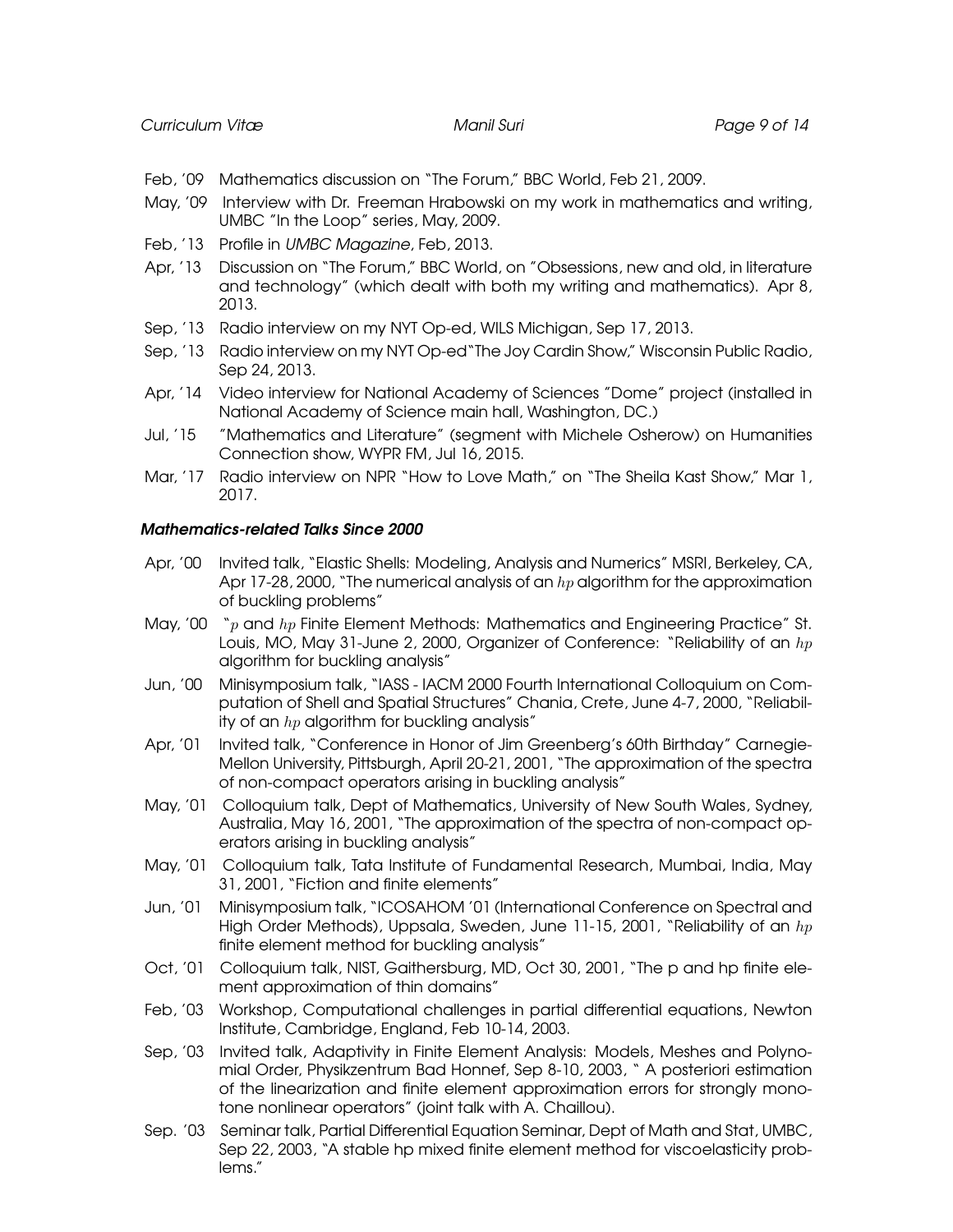- Feb, '09 Mathematics discussion on "The Forum," BBC World, Feb 21, 2009.
- May, '09 Interview with Dr. Freeman Hrabowski on my work in mathematics and writing, UMBC "In the Loop" series, May, 2009.
- Feb, '13 Profile in *UMBC Magazine*, Feb, 2013.
- Apr, '13 Discussion on "The Forum," BBC World, on "Obsessions, new and old, in literature and technology" (which dealt with both my writing and mathematics). Apr 8, 2013.
- Sep, '13 Radio interview on my NYT Op-ed, WILS Michigan, Sep 17, 2013.
- Sep, '13 Radio interview on my NYT Op-ed"The Joy Cardin Show," Wisconsin Public Radio, Sep 24, 2013.
- Apr, '14 Video interview for National Academy of Sciences "Dome" project (installed in National Academy of Science main hall, Washington, DC.)
- Jul, '15 "Mathematics and Literature" (segment with Michele Osherow) on Humanities Connection show, WYPR FM, Jul 16, 2015.
- Mar, '17 Radio interview on NPR "How to Love Math," on "The Sheila Kast Show," Mar 1, 2017.

### *Mathematics-related Talks Since 2000*

- Apr, '00 Invited talk, "Elastic Shells: Modeling, Analysis and Numerics" MSRI, Berkeley, CA, Apr 17-28, 2000, "The numerical analysis of an $hp$ algorithm for the approximation of buckling problems"
- May, '00 "$p$ and $hp$ Finite Element Methods: Mathematics and Engineering Practice" St. Louis, MO, May 31-June 2, 2000, Organizer of Conference: "Reliability of an $hp$ algorithm for buckling analysis"
- Jun, '00 Minisymposium talk, "IASS - IACM 2000 Fourth International Colloquium on Computation of Shell and Spatial Structures" Chania, Crete, June 4-7, 2000, "Reliability of an $hp$ algorithm for buckling analysis"
- Apr, '01 Invited talk, "Conference in Honor of Jim Greenberg's 60th Birthday" Carnegie-Mellon University, Pittsburgh, April 20-21, 2001, "The approximation of the spectra of non-compact operators arising in buckling analysis"
- May, '01 Colloquium talk, Dept of Mathematics, University of New South Wales, Sydney, Australia, May 16, 2001, "The approximation of the spectra of non-compact operators arising in buckling analysis"
- May, '01 Colloquium talk, Tata Institute of Fundamental Research, Mumbai, India, May 31, 2001, "Fiction and finite elements"
- Jun, '01 Minisymposium talk, "ICOSAHOM '01 (International Conference on Spectral and High Order Methods), Uppsala, Sweden, June 11-15, 2001, "Reliability of an $hp$ finite element method for buckling analysis"
- Oct, '01 Colloquium talk, NIST, Gaithersburg, MD, Oct 30, 2001, "The p and hp finite element approximation of thin domains"
- Feb, '03 Workshop, Computational challenges in partial differential equations, Newton Institute, Cambridge, England, Feb 10-14, 2003.
- Sep, '03 Invited talk, Adaptivity in Finite Element Analysis: Models, Meshes and Polynomial Order, Physikzentrum Bad Honnef, Sep 8-10, 2003, " A posteriori estimation of the linearization and finite element approximation errors for strongly monotone nonlinear operators" (joint talk with A. Chaillou).
- Sep. '03 Seminar talk, Partial Differential Equation Seminar, Dept of Math and Stat, UMBC, Sep 22, 2003, "A stable hp mixed finite element method for viscoelasticity problems."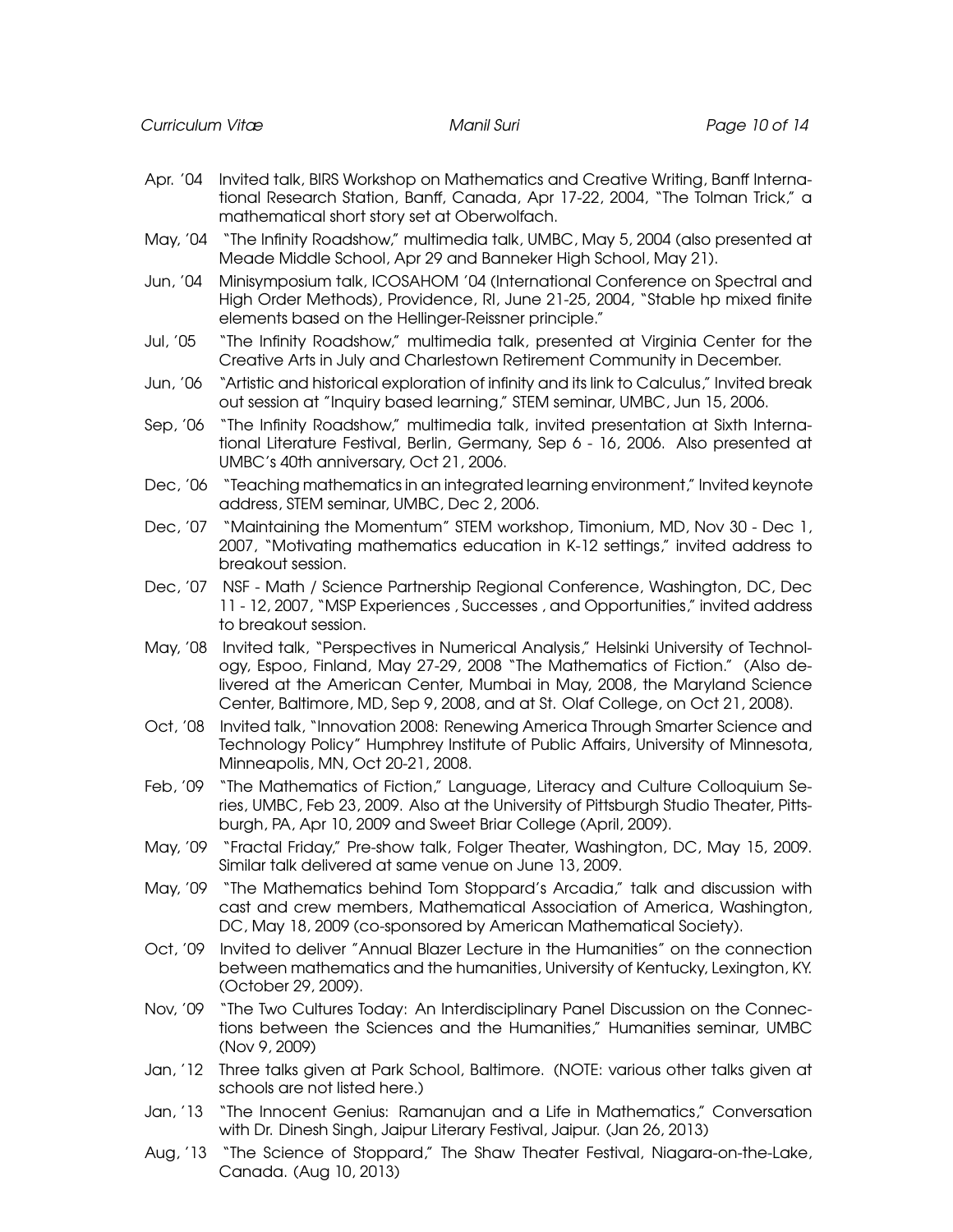- Apr. '04 Invited talk, BIRS Workshop on Mathematics and Creative Writing, Banff International Research Station, Banff, Canada, Apr 17-22, 2004, "The Tolman Trick," a mathematical short story set at Oberwolfach.
- May, '04 "The Infinity Roadshow," multimedia talk, UMBC, May 5, 2004 (also presented at Meade Middle School, Apr 29 and Banneker High School, May 21).
- Jun, '04 Minisymposium talk, ICOSAHOM '04 (International Conference on Spectral and High Order Methods), Providence, RI, June 21-25, 2004, "Stable hp mixed finite elements based on the Hellinger-Reissner principle."
- Jul, '05 "The Infinity Roadshow," multimedia talk, presented at Virginia Center for the Creative Arts in July and Charlestown Retirement Community in December.
- Jun, '06 "Artistic and historical exploration of infinity and its link to Calculus," Invited break out session at "Inquiry based learning," STEM seminar, UMBC, Jun 15, 2006.
- Sep, '06 "The Infinity Roadshow," multimedia talk, invited presentation at Sixth International Literature Festival, Berlin, Germany, Sep 6 - 16, 2006. Also presented at UMBC's 40th anniversary, Oct 21, 2006.
- Dec, '06 "Teaching mathematics in an integrated learning environment," Invited keynote address, STEM seminar, UMBC, Dec 2, 2006.
- Dec, '07 "Maintaining the Momentum" STEM workshop, Timonium, MD, Nov 30 - Dec 1, 2007, "Motivating mathematics education in K-12 settings," invited address to breakout session.
- Dec, '07 NSF - Math / Science Partnership Regional Conference, Washington, DC, Dec 11 - 12, 2007, "MSP Experiences , Successes , and Opportunities," invited address to breakout session.
- May, '08 Invited talk, "Perspectives in Numerical Analysis," Helsinki University of Technology, Espoo, Finland, May 27-29, 2008 "The Mathematics of Fiction." (Also delivered at the American Center, Mumbai in May, 2008, the Maryland Science Center, Baltimore, MD, Sep 9, 2008, and at St. Olaf College, on Oct 21, 2008).
- Oct, '08 Invited talk, "Innovation 2008: Renewing America Through Smarter Science and Technology Policy" Humphrey Institute of Public Affairs, University of Minnesota, Minneapolis, MN, Oct 20-21, 2008.
- Feb, '09 "The Mathematics of Fiction," Language, Literacy and Culture Colloquium Series, UMBC, Feb 23, 2009. Also at the University of Pittsburgh Studio Theater, Pittsburgh, PA, Apr 10, 2009 and Sweet Briar College (April, 2009).
- May, '09 "Fractal Friday," Pre-show talk, Folger Theater, Washington, DC, May 15, 2009. Similar talk delivered at same venue on June 13, 2009.
- May, '09 "The Mathematics behind Tom Stoppard's Arcadia," talk and discussion with cast and crew members, Mathematical Association of America, Washington, DC, May 18, 2009 (co-sponsored by American Mathematical Society).
- Oct, '09 Invited to deliver "Annual Blazer Lecture in the Humanities" on the connection between mathematics and the humanities, University of Kentucky, Lexington, KY. (October 29, 2009).
- Nov, '09 "The Two Cultures Today: An Interdisciplinary Panel Discussion on the Connections between the Sciences and the Humanities," Humanities seminar, UMBC (Nov 9, 2009)
- Jan, '12 Three talks given at Park School, Baltimore. (NOTE: various other talks given at schools are not listed here.)
- Jan, '13 "The Innocent Genius: Ramanujan and a Life in Mathematics," Conversation with Dr. Dinesh Singh, Jaipur Literary Festival, Jaipur. (Jan 26, 2013)
- Aug, '13 "The Science of Stoppard," The Shaw Theater Festival, Niagara-on-the-Lake, Canada. (Aug 10, 2013)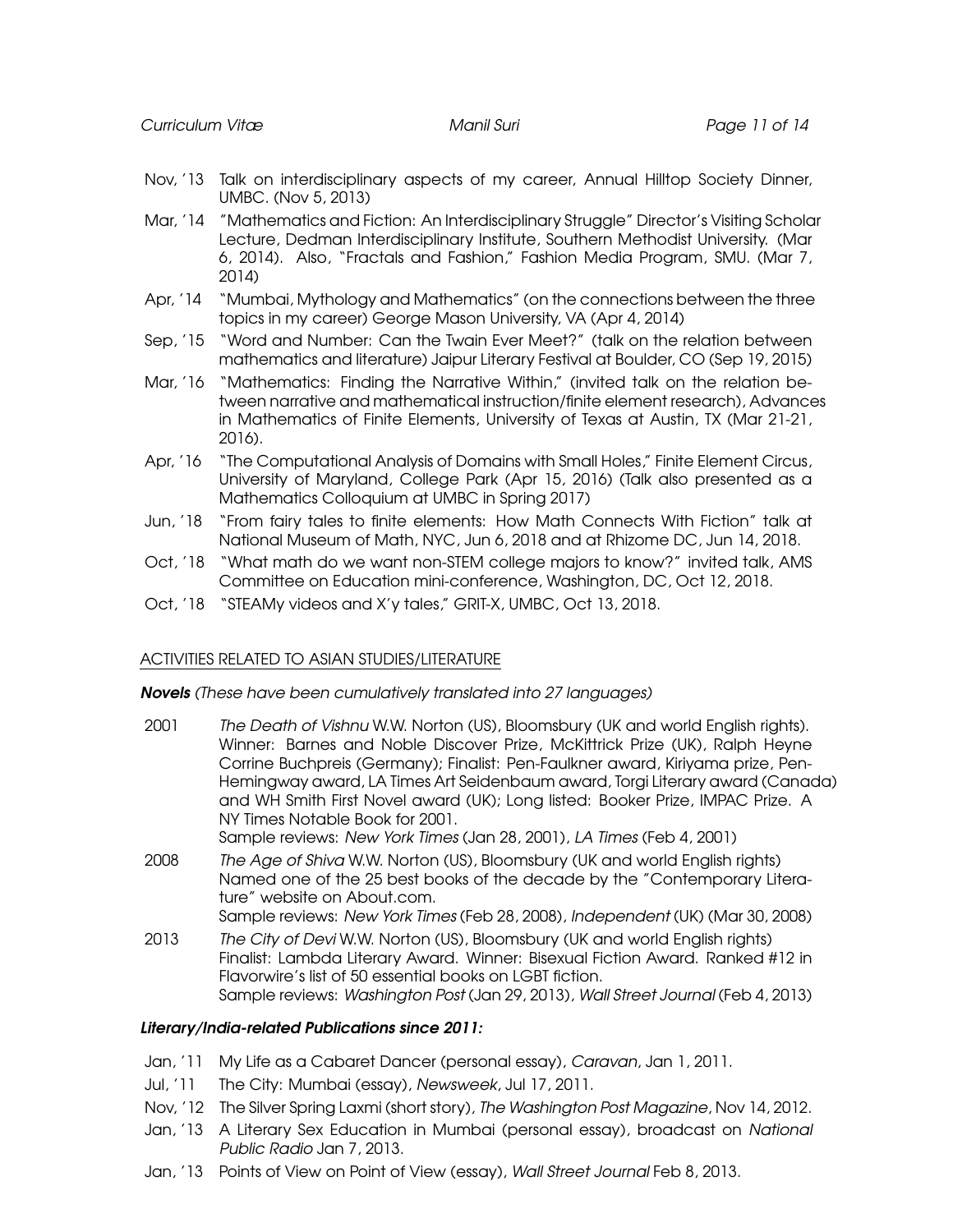- Nov, '13 Talk on interdisciplinary aspects of my career, Annual Hilltop Society Dinner, UMBC. (Nov 5, 2013)
- Mar, '14 "Mathematics and Fiction: An Interdisciplinary Struggle" Director's Visiting Scholar Lecture, Dedman Interdisciplinary Institute, Southern Methodist University. (Mar 6, 2014). Also, "Fractals and Fashion," Fashion Media Program, SMU. (Mar 7, 2014)
- Apr, '14 "Mumbai, Mythology and Mathematics" (on the connections between the three topics in my career) George Mason University, VA (Apr 4, 2014)
- Sep, '15 "Word and Number: Can the Twain Ever Meet?" (talk on the relation between mathematics and literature) Jaipur Literary Festival at Boulder, CO (Sep 19, 2015)
- Mar, '16 "Mathematics: Finding the Narrative Within," (invited talk on the relation between narrative and mathematical instruction/finite element research), Advances in Mathematics of Finite Elements, University of Texas at Austin, TX (Mar 21-21, 2016).
- Apr, '16 "The Computational Analysis of Domains with Small Holes," Finite Element Circus, University of Maryland, College Park (Apr 15, 2016) (Talk also presented as a Mathematics Colloquium at UMBC in Spring 2017)
- Jun, '18 "From fairy tales to finite elements: How Math Connects With Fiction" talk at National Museum of Math, NYC, Jun 6, 2018 and at Rhizome DC, Jun 14, 2018.
- Oct, '18 "What math do we want non-STEM college majors to know?" invited talk, AMS Committee on Education mini-conference, Washington, DC, Oct 12, 2018.
- Oct, '18 "STEAMy videos and X'y tales," GRIT-X, UMBC, Oct 13, 2018.

## ACTIVITIES RELATED TO ASIAN STUDIES/LITERATURE

***Novels*** *(These have been cumulatively translated into 27 languages)*

- 2001 *The Death of Vishnu* W.W. Norton (US), Bloomsbury (UK and world English rights). Winner: Barnes and Noble Discover Prize, McKittrick Prize (UK), Ralph Heyne Corrine Buchpreis (Germany); Finalist: Pen-Faulkner award, Kiriyama prize, Pen-Hemingway award, LA Times Art Seidenbaum award, Torgi Literary award (Canada) and WH Smith First Novel award (UK); Long listed: Booker Prize, IMPAC Prize. A NY Times Notable Book for 2001.
  Sample reviews: *New York Times* (Jan 28, 2001), *LA Times* (Feb 4, 2001)
- 2008 *The Age of Shiva* W.W. Norton (US), Bloomsbury (UK and world English rights) Named one of the 25 best books of the decade by the "Contemporary Literature" website on About.com.
  Sample reviews: *New York Times* (Feb 28, 2008), *Independent* (UK) (Mar 30, 2008)
- 2013 *The City of Devi* W.W. Norton (US), Bloomsbury (UK and world English rights) Finalist: Lambda Literary Award. Winner: Bisexual Fiction Award. Ranked #12 in Flavorwire's list of 50 essential books on LGBT fiction.
  Sample reviews: *Washington Post* (Jan 29, 2013), *Wall Street Journal* (Feb 4, 2013)

### *Literary/India-related Publications since 2011:*

- Jan, '11 My Life as a Cabaret Dancer (personal essay), *Caravan*, Jan 1, 2011.
- Jul, '11 The City: Mumbai (essay), *Newsweek*, Jul 17, 2011.
- Nov, '12 The Silver Spring Laxmi (short story), *The Washington Post Magazine*, Nov 14, 2012.
- Jan, '13 A Literary Sex Education in Mumbai (personal essay), broadcast on *National Public Radio* Jan 7, 2013.
- Jan, '13 Points of View on Point of View (essay), *Wall Street Journal* Feb 8, 2013.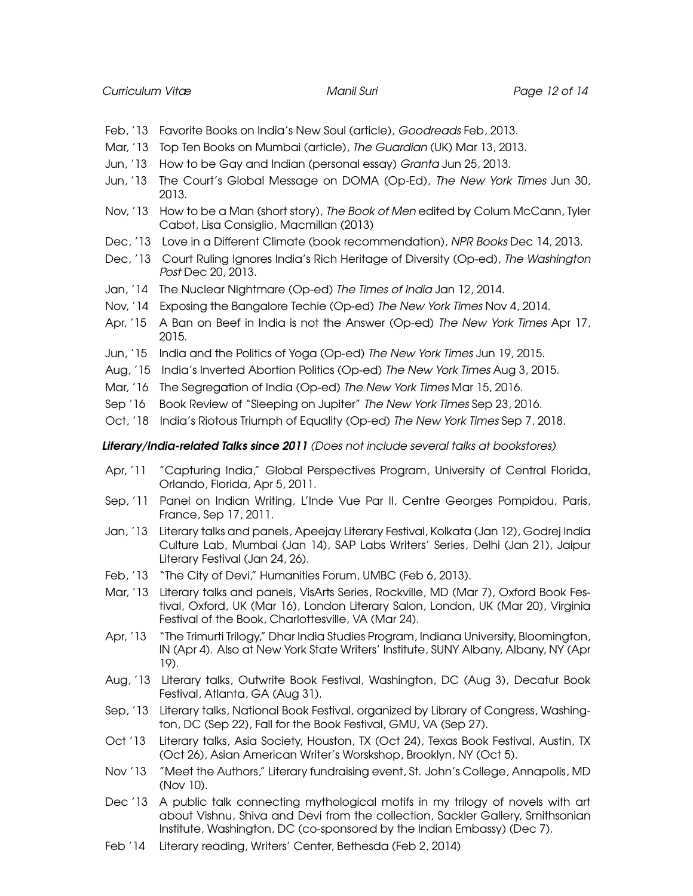- Feb, '13 Favorite Books on India's New Soul (article), *Goodreads* Feb, 2013.
- Mar, '13 Top Ten Books on Mumbai (article), *The Guardian* (UK) Mar 13, 2013.
- Jun, '13 How to be Gay and Indian (personal essay) *Granta* Jun 25, 2013.
- Jun, '13 The Court's Global Message on DOMA (Op-Ed), *The New York Times* Jun 30, 2013.
- Nov, '13 How to be a Man (short story), *The Book of Men* edited by Colum McCann, Tyler Cabot, Lisa Consiglio, Macmillan (2013)
- Dec, '13 Love in a Different Climate (book recommendation), *NPR Books* Dec 14, 2013.
- Dec, '13 Court Ruling Ignores India's Rich Heritage of Diversity (Op-ed), *The Washington Post* Dec 20, 2013.
- Jan, '14 The Nuclear Nightmare (Op-ed) *The Times of India* Jan 12, 2014.
- Nov, '14 Exposing the Bangalore Techie (Op-ed) *The New York Times* Nov 4, 2014.
- Apr, '15 A Ban on Beef in India is not the Answer (Op-ed) *The New York Times* Apr 17, 2015.
- Jun, '15 India and the Politics of Yoga (Op-ed) *The New York Times* Jun 19, 2015.
- Aug, '15 India's Inverted Abortion Politics (Op-ed) *The New York Times* Aug 3, 2015.
- Mar, '16 The Segregation of India (Op-ed) *The New York Times* Mar 15, 2016.
- Sep '16 Book Review of "Sleeping on Jupiter" *The New York Times* Sep 23, 2016.
- Oct, '18 India's Riotous Triumph of Equality (Op-ed) *The New York Times* Sep 7, 2018.

***Literary/India-related Talks since 2011*** *(Does not include several talks at bookstores)*

- Apr, '11 "Capturing India," Global Perspectives Program, University of Central Florida, Orlando, Florida, Apr 5, 2011.
- Sep, '11 Panel on Indian Writing, L'Inde Vue Par Il, Centre Georges Pompidou, Paris, France, Sep 17, 2011.
- Jan, '13 Literary talks and panels, Apeejay Literary Festival, Kolkata (Jan 12), Godrej India Culture Lab, Mumbai (Jan 14), SAP Labs Writers' Series, Delhi (Jan 21), Jaipur Literary Festival (Jan 24, 26).
- Feb, '13 "The City of Devi," Humanities Forum, UMBC (Feb 6, 2013).
- Mar, '13 Literary talks and panels, VisArts Series, Rockville, MD (Mar 7), Oxford Book Festival, Oxford, UK (Mar 16), London Literary Salon, London, UK (Mar 20), Virginia Festival of the Book, Charlottesville, VA (Mar 24).
- Apr, '13 "The Trimurti Trilogy," Dhar India Studies Program, Indiana University, Bloomington, IN (Apr 4). Also at New York State Writers' Institute, SUNY Albany, Albany, NY (Apr 19).
- Aug, '13 Literary talks, Outwrite Book Festival, Washington, DC (Aug 3), Decatur Book Festival, Atlanta, GA (Aug 31).
- Sep, '13 Literary talks, National Book Festival, organized by Library of Congress, Washington, DC (Sep 22), Fall for the Book Festival, GMU, VA (Sep 27).
- Oct '13 Literary talks, Asia Society, Houston, TX (Oct 24), Texas Book Festival, Austin, TX (Oct 26), Asian American Writer's Worskshop, Brooklyn, NY (Oct 5).
- Nov '13 "Meet the Authors," Literary fundraising event, St. John's College, Annapolis, MD (Nov 10).
- Dec '13 A public talk connecting mythological motifs in my trilogy of novels with art about Vishnu, Shiva and Devi from the collection, Sackler Gallery, Smithsonian Institute, Washington, DC (co-sponsored by the Indian Embassy) (Dec 7).
- Feb '14 Literary reading, Writers' Center, Bethesda (Feb 2, 2014)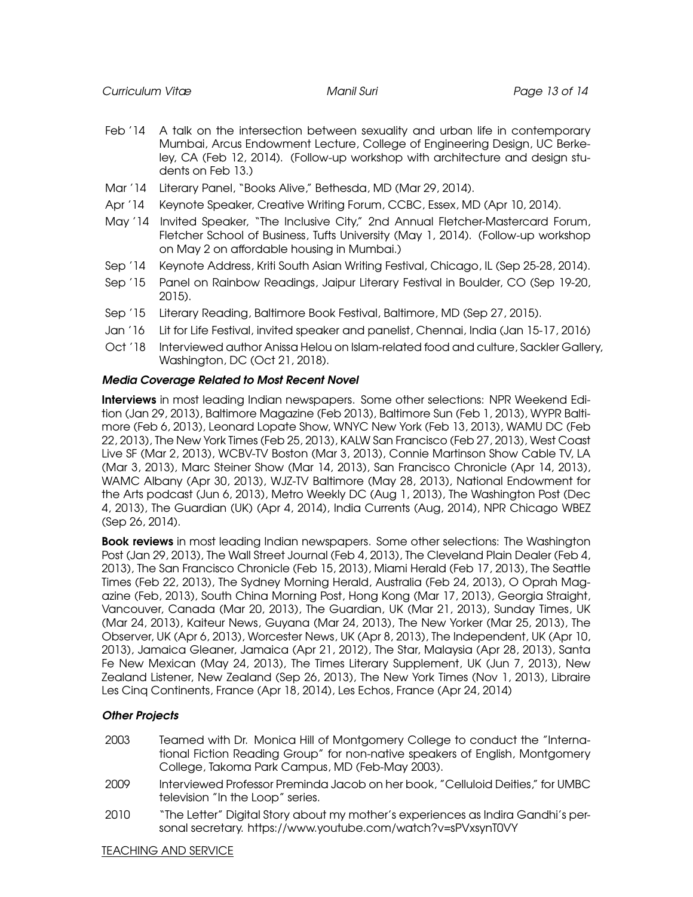- Feb '14 A talk on the intersection between sexuality and urban life in contemporary Mumbai, Arcus Endowment Lecture, College of Engineering Design, UC Berkeley, CA (Feb 12, 2014). (Follow-up workshop with architecture and design students on Feb 13.)
- Mar '14 Literary Panel, "Books Alive," Bethesda, MD (Mar 29, 2014).
- Apr '14 Keynote Speaker, Creative Writing Forum, CCBC, Essex, MD (Apr 10, 2014).
- May '14 Invited Speaker, "The Inclusive City," 2nd Annual Fletcher-Mastercard Forum, Fletcher School of Business, Tufts University (May 1, 2014). (Follow-up workshop on May 2 on affordable housing in Mumbai.)
- Sep '14 Keynote Address, Kriti South Asian Writing Festival, Chicago, IL (Sep 25-28, 2014).
- Sep '15 Panel on Rainbow Readings, Jaipur Literary Festival in Boulder, CO (Sep 19-20, 2015).
- Sep '15 Literary Reading, Baltimore Book Festival, Baltimore, MD (Sep 27, 2015).
- Jan '16 Lit for Life Festival, invited speaker and panelist, Chennai, India (Jan 15-17, 2016)
- Oct '18 Interviewed author Anissa Helou on Islam-related food and culture, Sackler Gallery, Washington, DC (Oct 21, 2018).

### *Media Coverage Related to Most Recent Novel*

**Interviews** in most leading Indian newspapers. Some other selections: NPR Weekend Edition (Jan 29, 2013), Baltimore Magazine (Feb 2013), Baltimore Sun (Feb 1, 2013), WYPR Baltimore (Feb 6, 2013), Leonard Lopate Show, WNYC New York (Feb 13, 2013), WAMU DC (Feb 22, 2013), The New York Times (Feb 25, 2013), KALW San Francisco (Feb 27, 2013), West Coast Live SF (Mar 2, 2013), WCBV-TV Boston (Mar 3, 2013), Connie Martinson Show Cable TV, LA (Mar 3, 2013), Marc Steiner Show (Mar 14, 2013), San Francisco Chronicle (Apr 14, 2013), WAMC Albany (Apr 30, 2013), WJZ-TV Baltimore (May 28, 2013), National Endowment for the Arts podcast (Jun 6, 2013), Metro Weekly DC (Aug 1, 2013), The Washington Post (Dec 4, 2013), The Guardian (UK) (Apr 4, 2014), India Currents (Aug, 2014), NPR Chicago WBEZ (Sep 26, 2014).

**Book reviews** in most leading Indian newspapers. Some other selections: The Washington Post (Jan 29, 2013), The Wall Street Journal (Feb 4, 2013), The Cleveland Plain Dealer (Feb 4, 2013), The San Francisco Chronicle (Feb 15, 2013), Miami Herald (Feb 17, 2013), The Seattle Times (Feb 22, 2013), The Sydney Morning Herald, Australia (Feb 24, 2013), O Oprah Magazine (Feb, 2013), South China Morning Post, Hong Kong (Mar 17, 2013), Georgia Straight, Vancouver, Canada (Mar 20, 2013), The Guardian, UK (Mar 21, 2013), Sunday Times, UK (Mar 24, 2013), Kaiteur News, Guyana (Mar 24, 2013), The New Yorker (Mar 25, 2013), The Observer, UK (Apr 6, 2013), Worcester News, UK (Apr 8, 2013), The Independent, UK (Apr 10, 2013), Jamaica Gleaner, Jamaica (Apr 21, 2012), The Star, Malaysia (Apr 28, 2013), Santa Fe New Mexican (May 24, 2013), The Times Literary Supplement, UK (Jun 7, 2013), New Zealand Listener, New Zealand (Sep 26, 2013), The New York Times (Nov 1, 2013), Libraire Les Cinq Continents, France (Apr 18, 2014), Les Echos, France (Apr 24, 2014)

### *Other Projects*

- 2003 Teamed with Dr. Monica Hill of Montgomery College to conduct the "International Fiction Reading Group" for non-native speakers of English, Montgomery College, Takoma Park Campus, MD (Feb-May 2003).
- 2009 Interviewed Professor Preminda Jacob on her book, "Celluloid Deities," for UMBC television "In the Loop" series.
- 2010 "The Letter" Digital Story about my mother's experiences as Indira Gandhi's personal secretary. https://www.youtube.com/watch?v=sPVxsynT0VY

## TEACHING AND SERVICE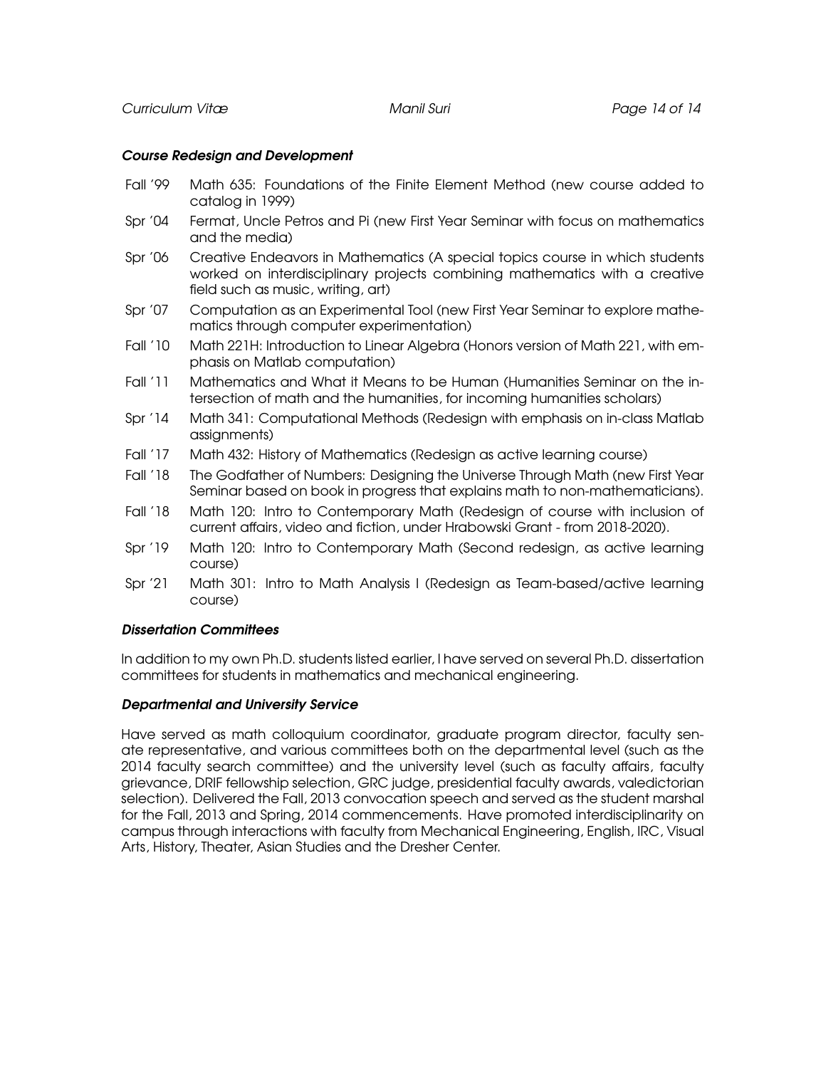### *Course Redesign and Development*

| | |
|---|---|
| Fall '99 | Math 635: Foundations of the Finite Element Method (new course added to catalog in 1999) |
| Spr '04 | Fermat, Uncle Petros and Pi (new First Year Seminar with focus on mathematics and the media) |
| Spr '06 | Creative Endeavors in Mathematics (A special topics course in which students worked on interdisciplinary projects combining mathematics with a creative field such as music, writing, art) |
| Spr '07 | Computation as an Experimental Tool (new First Year Seminar to explore mathematics through computer experimentation) |
| Fall '10 | Math 221H: Introduction to Linear Algebra (Honors version of Math 221, with emphasis on Matlab computation) |
| Fall '11 | Mathematics and What it Means to be Human (Humanities Seminar on the intersection of math and the humanities, for incoming humanities scholars) |
| Spr '14 | Math 341: Computational Methods (Redesign with emphasis on in-class Matlab assignments) |
| Fall '17 | Math 432: History of Mathematics (Redesign as active learning course) |
| Fall '18 | The Godfather of Numbers: Designing the Universe Through Math (new First Year Seminar based on book in progress that explains math to non-mathematicians). |
| Fall '18 | Math 120: Intro to Contemporary Math (Redesign of course with inclusion of current affairs, video and fiction, under Hrabowski Grant - from 2018-2020). |
| Spr '19 | Math 120: Intro to Contemporary Math (Second redesign, as active learning course) |
| Spr '21 | Math 301: Intro to Math Analysis I (Redesign as Team-based/active learning course) |

### *Dissertation Committees*

In addition to my own Ph.D. students listed earlier, I have served on several Ph.D. dissertation committees for students in mathematics and mechanical engineering.

### *Departmental and University Service*

Have served as math colloquium coordinator, graduate program director, faculty senate representative, and various committees both on the departmental level (such as the 2014 faculty search committee) and the university level (such as faculty affairs, faculty grievance, DRIF fellowship selection, GRC judge, presidential faculty awards, valedictorian selection). Delivered the Fall, 2013 convocation speech and served as the student marshal for the Fall, 2013 and Spring, 2014 commencements. Have promoted interdisciplinarity on campus through interactions with faculty from Mechanical Engineering, English, IRC, Visual Arts, History, Theater, Asian Studies and the Dresher Center.